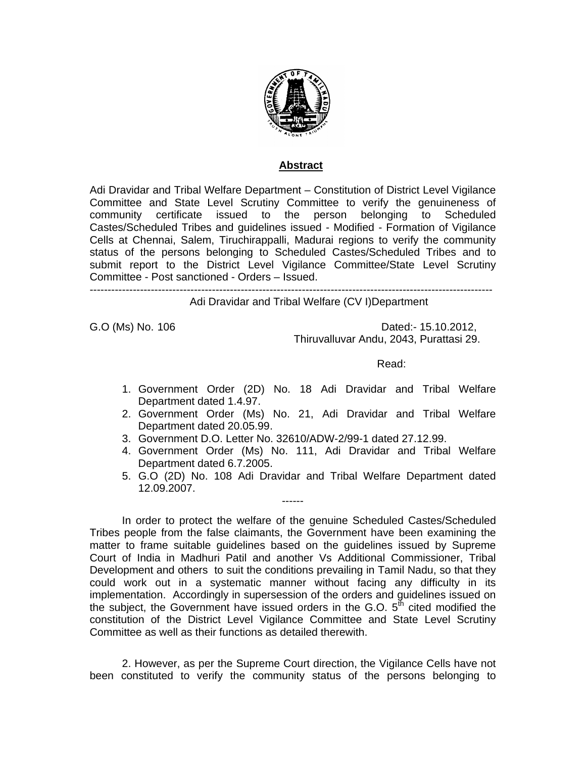## Abstract

Adi Dravidar and Tribal Welfare Department – Constitution of District Level Vigilance Committee and State Level Scrutiny Committee to verify the genuineness of community certificate issued to the person belonging to Scheduled Castes/Scheduled Tribes and guidelines issued - Modified - Formation of Vigilance Cells at Chennai, Salem, Tiruchirappalli, Madurai regions to verify the community status of the persons belonging to Scheduled Castes/Scheduled Tribes and to submit report to the District Level Vigilance Committee/State Level Scrutiny Committee - Post sanctioned - Orders – Issued.

---

Adi Dravidar and Tribal Welfare (CV I)Department

G.O (Ms) No. 106 Dated:- 15.10.2012,
Thiruvalluvar Andu, 2043, Purattasi 29.

Read:

1. Government Order (2D) No. 18 Adi Dravidar and Tribal Welfare Department dated 1.4.97.
2. Government Order (Ms) No. 21, Adi Dravidar and Tribal Welfare Department dated 20.05.99.
3. Government D.O. Letter No. 32610/ADW-2/99-1 dated 27.12.99.
4. Government Order (Ms) No. 111, Adi Dravidar and Tribal Welfare Department dated 6.7.2005.
5. G.O (2D) No. 108 Adi Dravidar and Tribal Welfare Department dated 12.09.2007.

------

In order to protect the welfare of the genuine Scheduled Castes/Scheduled Tribes people from the false claimants, the Government have been examining the matter to frame suitable guidelines based on the guidelines issued by Supreme Court of India in Madhuri Patil and another Vs Additional Commissioner, Tribal Development and others to suit the conditions prevailing in Tamil Nadu, so that they could work out in a systematic manner without facing any difficulty in its implementation. Accordingly in supersession of the orders and guidelines issued on the subject, the Government have issued orders in the G.O. 5th cited modified the constitution of the District Level Vigilance Committee and State Level Scrutiny Committee as well as their functions as detailed therewith.

2. However, as per the Supreme Court direction, the Vigilance Cells have not been constituted to verify the community status of the persons belonging to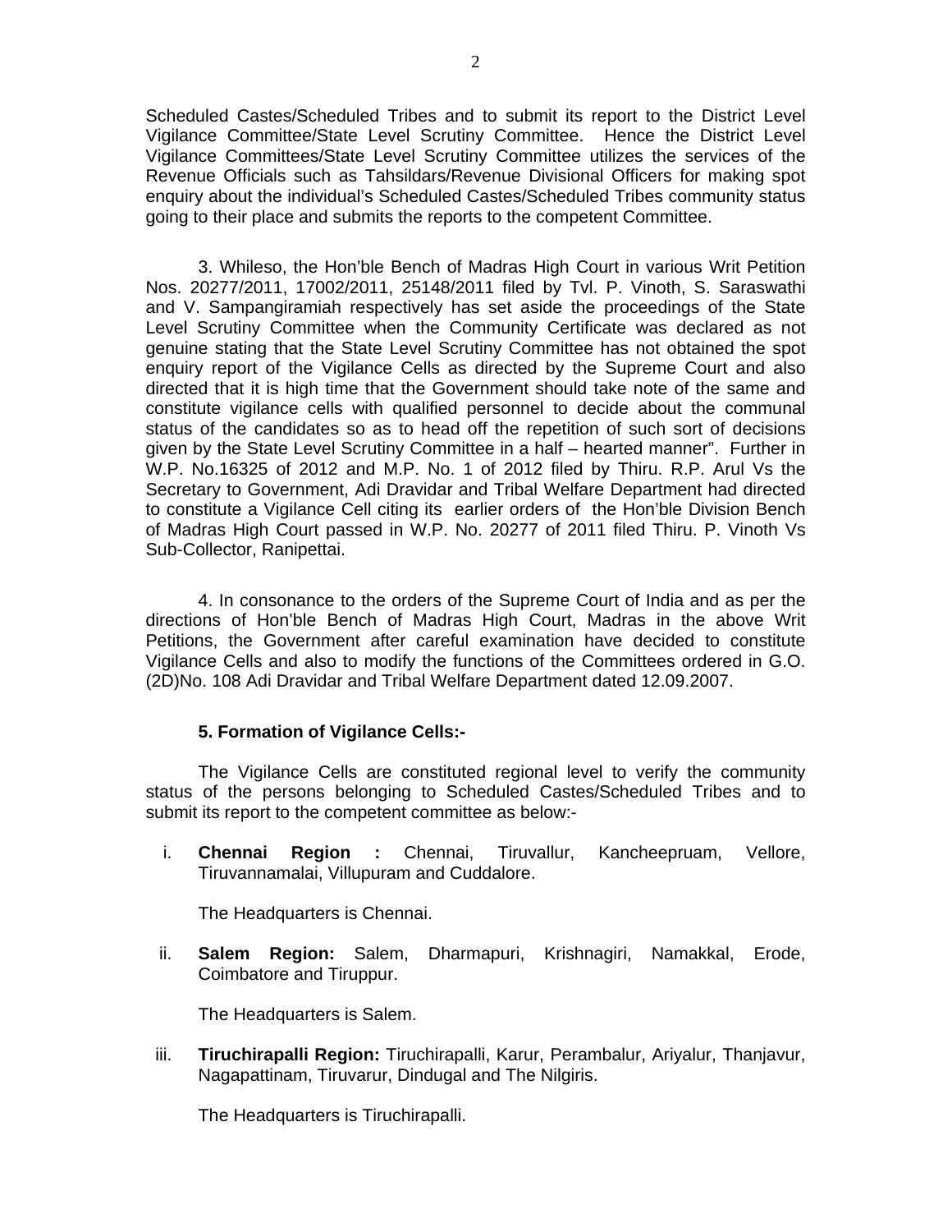Scheduled Castes/Scheduled Tribes and to submit its report to the District Level Vigilance Committee/State Level Scrutiny Committee. Hence the District Level Vigilance Committees/State Level Scrutiny Committee utilizes the services of the Revenue Officials such as Tahsildars/Revenue Divisional Officers for making spot enquiry about the individual's Scheduled Castes/Scheduled Tribes community status going to their place and submits the reports to the competent Committee.

3. Whileso, the Hon'ble Bench of Madras High Court in various Writ Petition Nos. 20277/2011, 17002/2011, 25148/2011 filed by Tvl. P. Vinoth, S. Saraswathi and V. Sampangiramiah respectively has set aside the proceedings of the State Level Scrutiny Committee when the Community Certificate was declared as not genuine stating that the State Level Scrutiny Committee has not obtained the spot enquiry report of the Vigilance Cells as directed by the Supreme Court and also directed that it is high time that the Government should take note of the same and constitute vigilance cells with qualified personnel to decide about the communal status of the candidates so as to head off the repetition of such sort of decisions given by the State Level Scrutiny Committee in a half – hearted manner". Further in W.P. No.16325 of 2012 and M.P. No. 1 of 2012 filed by Thiru. R.P. Arul Vs the Secretary to Government, Adi Dravidar and Tribal Welfare Department had directed to constitute a Vigilance Cell citing its earlier orders of the Hon'ble Division Bench of Madras High Court passed in W.P. No. 20277 of 2011 filed Thiru. P. Vinoth Vs Sub-Collector, Ranipettai.

4. In consonance to the orders of the Supreme Court of India and as per the directions of Hon'ble Bench of Madras High Court, Madras in the above Writ Petitions, the Government after careful examination have decided to constitute Vigilance Cells and also to modify the functions of the Committees ordered in G.O. (2D)No. 108 Adi Dravidar and Tribal Welfare Department dated 12.09.2007.

**5. Formation of Vigilance Cells:-**

The Vigilance Cells are constituted regional level to verify the community status of the persons belonging to Scheduled Castes/Scheduled Tribes and to submit its report to the competent committee as below:-

i. **Chennai Region :** Chennai, Tiruvallur, Kancheepruam, Vellore, Tiruvannamalai, Villupuram and Cuddalore.

   The Headquarters is Chennai.

ii. **Salem Region:** Salem, Dharmapuri, Krishnagiri, Namakkal, Erode, Coimbatore and Tiruppur.

   The Headquarters is Salem.

iii. **Tiruchirapalli Region:** Tiruchirapalli, Karur, Perambalur, Ariyalur, Thanjavur, Nagapattinam, Tiruvarur, Dindugal and The Nilgiris.

   The Headquarters is Tiruchirapalli.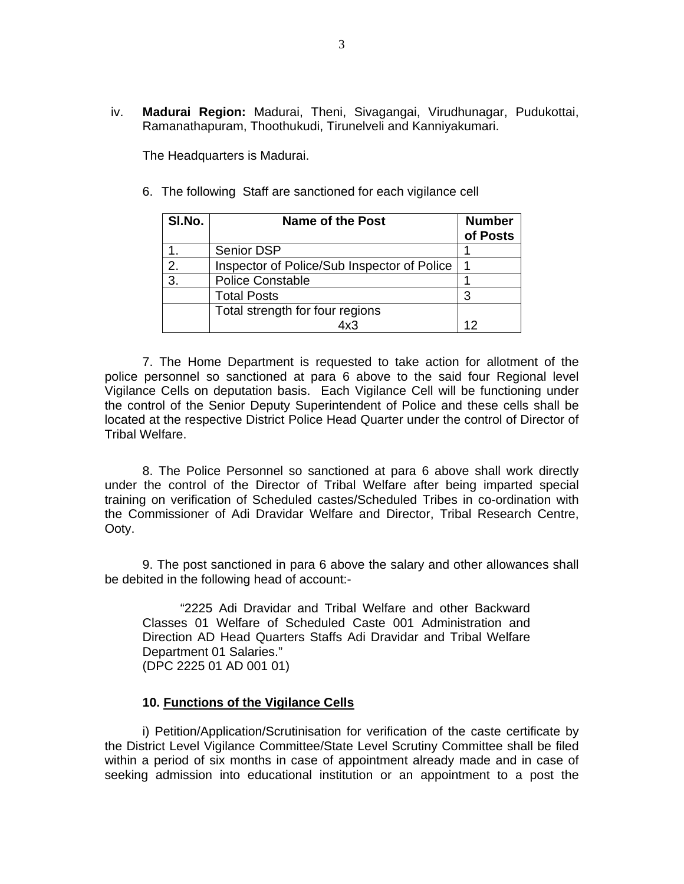iv. **Madurai Region:** Madurai, Theni, Sivagangai, Virudhunagar, Pudukottai, Ramanathapuram, Thoothukudi, Tirunelveli and Kanniyakumari.

The Headquarters is Madurai.

6. The following Staff are sanctioned for each vigilance cell

| Sl.No. | Name of the Post | Number of Posts |
|---|---|---|
| 1. | Senior DSP | 1 |
| 2. | Inspector of Police/Sub Inspector of Police | 1 |
| 3. | Police Constable | 1 |
| | Total Posts | 3 |
| | Total strength for four regions 4x3 | 12 |

7. The Home Department is requested to take action for allotment of the police personnel so sanctioned at para 6 above to the said four Regional level Vigilance Cells on deputation basis. Each Vigilance Cell will be functioning under the control of the Senior Deputy Superintendent of Police and these cells shall be located at the respective District Police Head Quarter under the control of Director of Tribal Welfare.

8. The Police Personnel so sanctioned at para 6 above shall work directly under the control of the Director of Tribal Welfare after being imparted special training on verification of Scheduled castes/Scheduled Tribes in co-ordination with the Commissioner of Adi Dravidar Welfare and Director, Tribal Research Centre, Ooty.

9. The post sanctioned in para 6 above the salary and other allowances shall be debited in the following head of account:-

> "2225 Adi Dravidar and Tribal Welfare and other Backward Classes 01 Welfare of Scheduled Caste 001 Administration and Direction AD Head Quarters Staffs Adi Dravidar and Tribal Welfare Department 01 Salaries."
> (DPC 2225 01 AD 001 01)

**10. Functions of the Vigilance Cells**

i) Petition/Application/Scrutinisation for verification of the caste certificate by the District Level Vigilance Committee/State Level Scrutiny Committee shall be filed within a period of six months in case of appointment already made and in case of seeking admission into educational institution or an appointment to a post the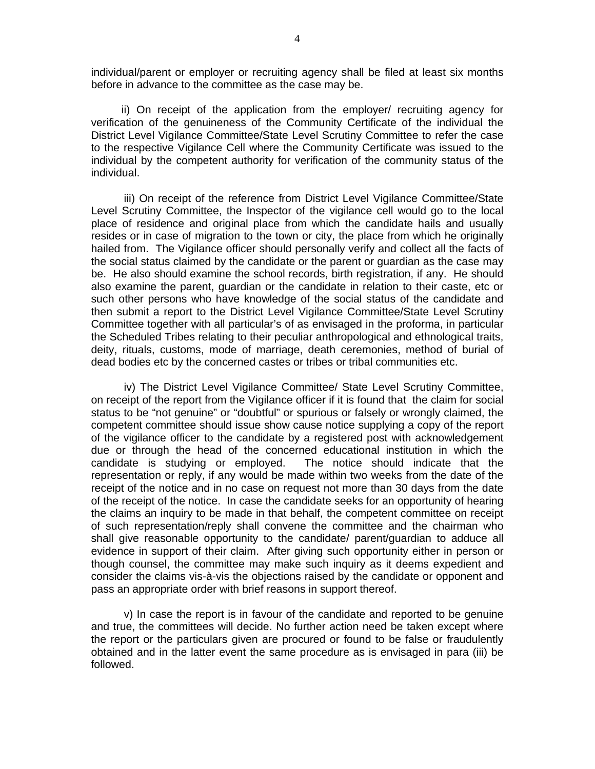individual/parent or employer or recruiting agency shall be filed at least six months before in advance to the committee as the case may be.

ii) On receipt of the application from the employer/ recruiting agency for verification of the genuineness of the Community Certificate of the individual the District Level Vigilance Committee/State Level Scrutiny Committee to refer the case to the respective Vigilance Cell where the Community Certificate was issued to the individual by the competent authority for verification of the community status of the individual.

iii) On receipt of the reference from District Level Vigilance Committee/State Level Scrutiny Committee, the Inspector of the vigilance cell would go to the local place of residence and original place from which the candidate hails and usually resides or in case of migration to the town or city, the place from which he originally hailed from. The Vigilance officer should personally verify and collect all the facts of the social status claimed by the candidate or the parent or guardian as the case may be. He also should examine the school records, birth registration, if any. He should also examine the parent, guardian or the candidate in relation to their caste, etc or such other persons who have knowledge of the social status of the candidate and then submit a report to the District Level Vigilance Committee/State Level Scrutiny Committee together with all particular's of as envisaged in the proforma, in particular the Scheduled Tribes relating to their peculiar anthropological and ethnological traits, deity, rituals, customs, mode of marriage, death ceremonies, method of burial of dead bodies etc by the concerned castes or tribes or tribal communities etc.

iv) The District Level Vigilance Committee/ State Level Scrutiny Committee, on receipt of the report from the Vigilance officer if it is found that the claim for social status to be "not genuine" or "doubtful" or spurious or falsely or wrongly claimed, the competent committee should issue show cause notice supplying a copy of the report of the vigilance officer to the candidate by a registered post with acknowledgement due or through the head of the concerned educational institution in which the candidate is studying or employed. The notice should indicate that the representation or reply, if any would be made within two weeks from the date of the receipt of the notice and in no case on request not more than 30 days from the date of the receipt of the notice. In case the candidate seeks for an opportunity of hearing the claims an inquiry to be made in that behalf, the competent committee on receipt of such representation/reply shall convene the committee and the chairman who shall give reasonable opportunity to the candidate/ parent/guardian to adduce all evidence in support of their claim. After giving such opportunity either in person or though counsel, the committee may make such inquiry as it deems expedient and consider the claims vis-à-vis the objections raised by the candidate or opponent and pass an appropriate order with brief reasons in support thereof.

v) In case the report is in favour of the candidate and reported to be genuine and true, the committees will decide. No further action need be taken except where the report or the particulars given are procured or found to be false or fraudulently obtained and in the latter event the same procedure as is envisaged in para (iii) be followed.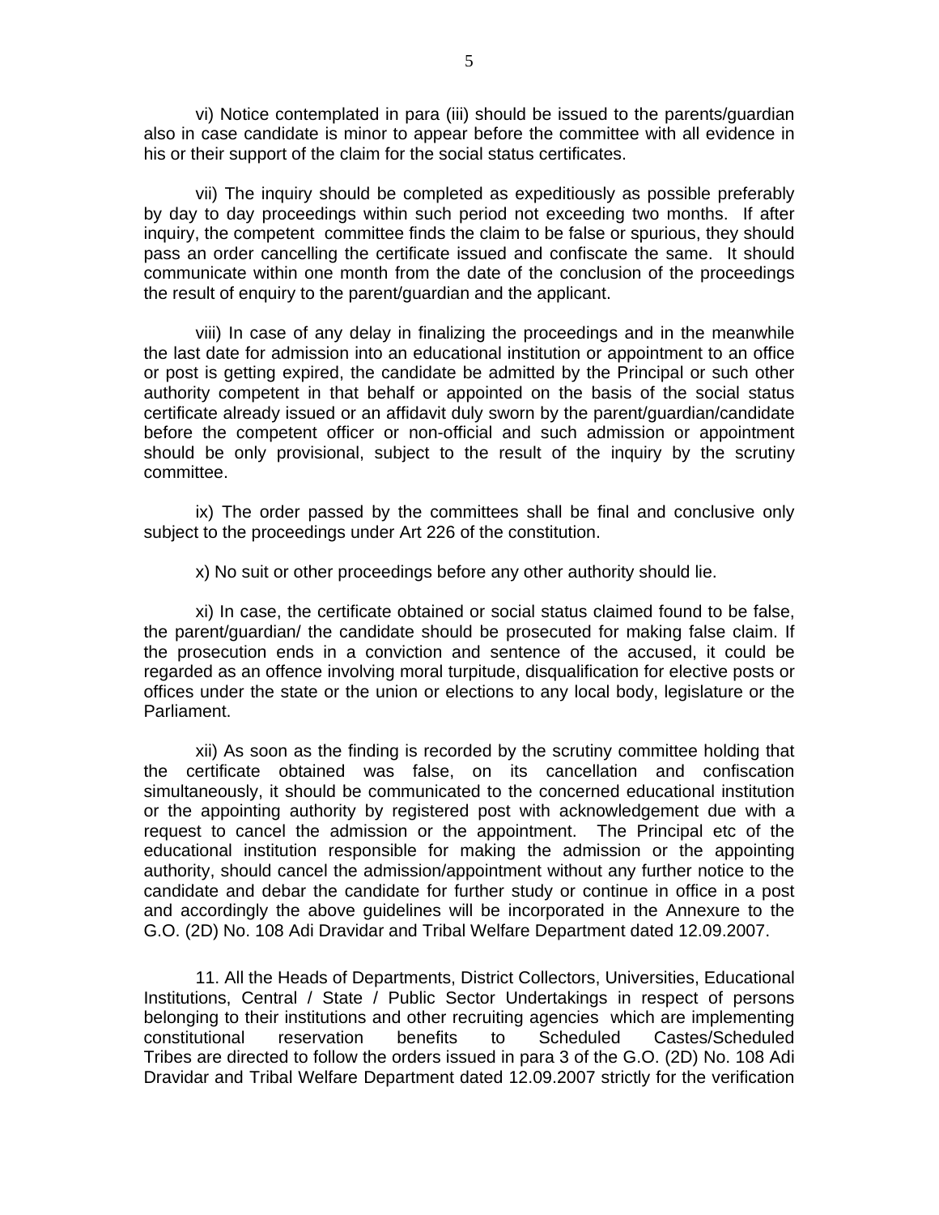vi) Notice contemplated in para (iii) should be issued to the parents/guardian also in case candidate is minor to appear before the committee with all evidence in his or their support of the claim for the social status certificates.

vii) The inquiry should be completed as expeditiously as possible preferably by day to day proceedings within such period not exceeding two months. If after inquiry, the competent committee finds the claim to be false or spurious, they should pass an order cancelling the certificate issued and confiscate the same. It should communicate within one month from the date of the conclusion of the proceedings the result of enquiry to the parent/guardian and the applicant.

viii) In case of any delay in finalizing the proceedings and in the meanwhile the last date for admission into an educational institution or appointment to an office or post is getting expired, the candidate be admitted by the Principal or such other authority competent in that behalf or appointed on the basis of the social status certificate already issued or an affidavit duly sworn by the parent/guardian/candidate before the competent officer or non-official and such admission or appointment should be only provisional, subject to the result of the inquiry by the scrutiny committee.

ix) The order passed by the committees shall be final and conclusive only subject to the proceedings under Art 226 of the constitution.

x) No suit or other proceedings before any other authority should lie.

xi) In case, the certificate obtained or social status claimed found to be false, the parent/guardian/ the candidate should be prosecuted for making false claim. If the prosecution ends in a conviction and sentence of the accused, it could be regarded as an offence involving moral turpitude, disqualification for elective posts or offices under the state or the union or elections to any local body, legislature or the Parliament.

xii) As soon as the finding is recorded by the scrutiny committee holding that the certificate obtained was false, on its cancellation and confiscation simultaneously, it should be communicated to the concerned educational institution or the appointing authority by registered post with acknowledgement due with a request to cancel the admission or the appointment. The Principal etc of the educational institution responsible for making the admission or the appointing authority, should cancel the admission/appointment without any further notice to the candidate and debar the candidate for further study or continue in office in a post and accordingly the above guidelines will be incorporated in the Annexure to the G.O. (2D) No. 108 Adi Dravidar and Tribal Welfare Department dated 12.09.2007.

11. All the Heads of Departments, District Collectors, Universities, Educational Institutions, Central / State / Public Sector Undertakings in respect of persons belonging to their institutions and other recruiting agencies which are implementing constitutional reservation benefits to Scheduled Castes/Scheduled Tribes are directed to follow the orders issued in para 3 of the G.O. (2D) No. 108 Adi Dravidar and Tribal Welfare Department dated 12.09.2007 strictly for the verification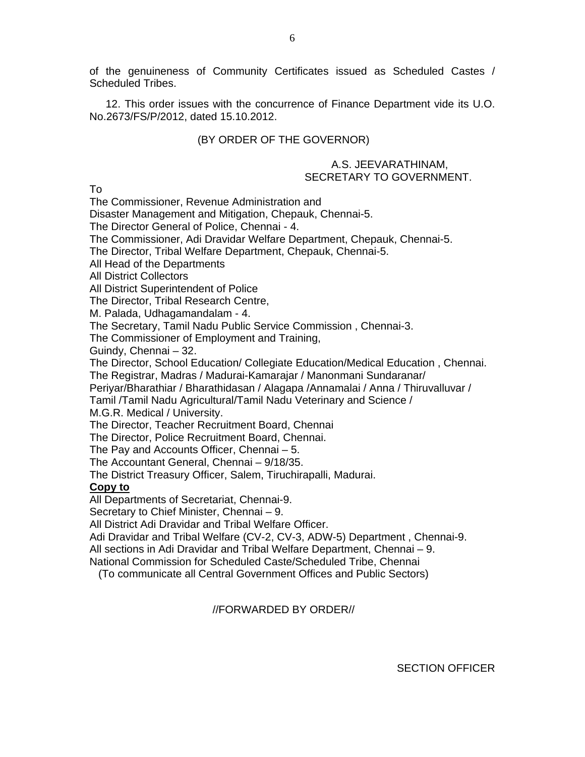of the genuineness of Community Certificates issued as Scheduled Castes / Scheduled Tribes.

12. This order issues with the concurrence of Finance Department vide its U.O. No.2673/FS/P/2012, dated 15.10.2012.

(BY ORDER OF THE GOVERNOR)

A.S. JEEVARATHINAM,
SECRETARY TO GOVERNMENT.

To
The Commissioner, Revenue Administration and
Disaster Management and Mitigation, Chepauk, Chennai-5.
The Director General of Police, Chennai - 4.
The Commissioner, Adi Dravidar Welfare Department, Chepauk, Chennai-5.
The Director, Tribal Welfare Department, Chepauk, Chennai-5.
All Head of the Departments
All District Collectors
All District Superintendent of Police
The Director, Tribal Research Centre,
M. Palada, Udhagamandalam - 4.
The Secretary, Tamil Nadu Public Service Commission , Chennai-3.
The Commissioner of Employment and Training,
Guindy, Chennai – 32.
The Director, School Education/ Collegiate Education/Medical Education , Chennai.
The Registrar, Madras / Madurai-Kamarajar / Manonmani Sundaranar/
Periyar/Bharathiar / Bharathidasan / Alagapa /Annamalai / Anna / Thiruvalluvar /
Tamil /Tamil Nadu Agricultural/Tamil Nadu Veterinary and Science /
M.G.R. Medical / University.
The Director, Teacher Recruitment Board, Chennai
The Director, Police Recruitment Board, Chennai.
The Pay and Accounts Officer, Chennai – 5.
The Accountant General, Chennai – 9/18/35.
The District Treasury Officer, Salem, Tiruchirapalli, Madurai.

**Copy to**

All Departments of Secretariat, Chennai-9.
Secretary to Chief Minister, Chennai – 9.
All District Adi Dravidar and Tribal Welfare Officer.
Adi Dravidar and Tribal Welfare (CV-2, CV-3, ADW-5) Department , Chennai-9.
All sections in Adi Dravidar and Tribal Welfare Department, Chennai – 9.
National Commission for Scheduled Caste/Scheduled Tribe, Chennai
(To communicate all Central Government Offices and Public Sectors)

//FORWARDED BY ORDER//

SECTION OFFICER